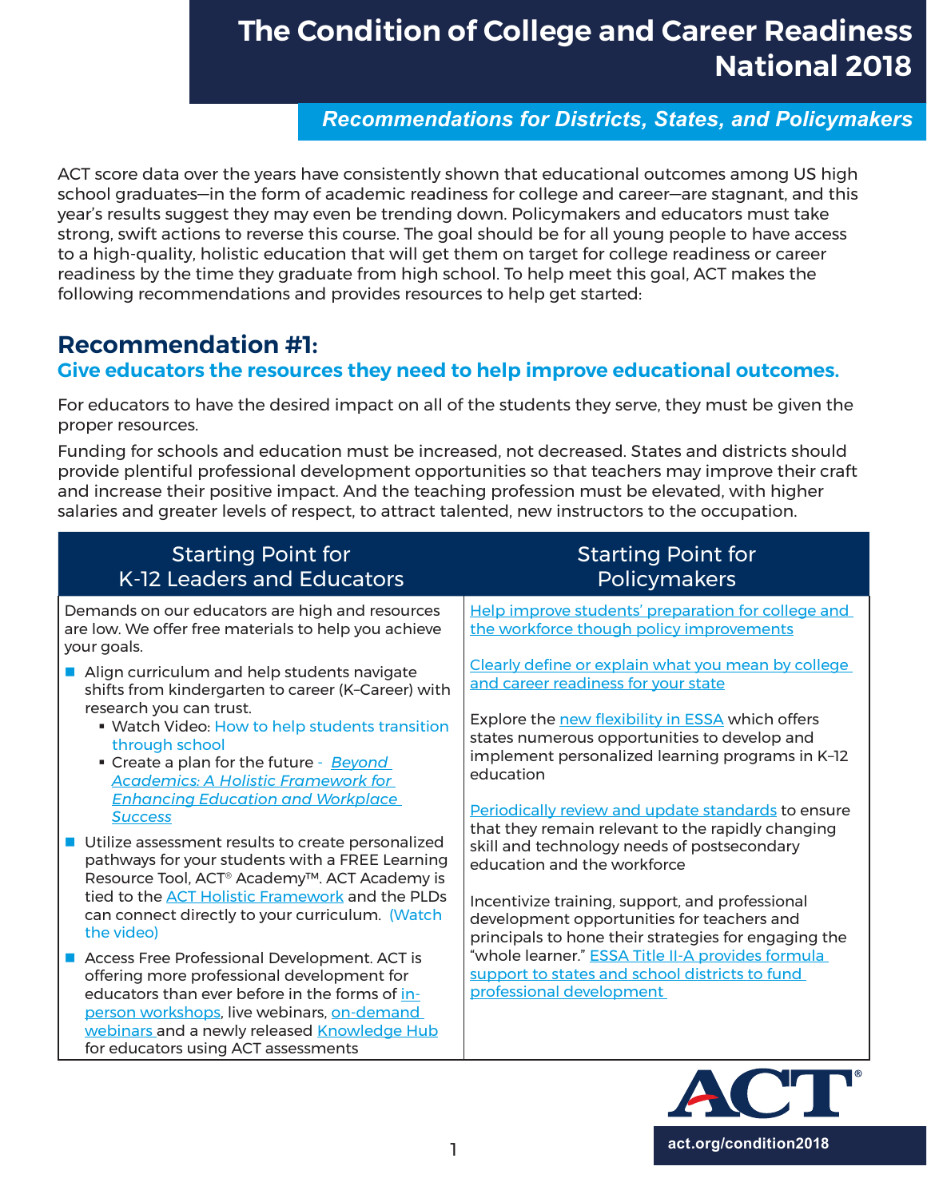# The Condition of College and Career Readiness National 2018

## *Recommendations for Districts, States, and Policymakers*

ACT score data over the years have consistently shown that educational outcomes among US high school graduates—in the form of academic readiness for college and career—are stagnant, and this year's results suggest they may even be trending down. Policymakers and educators must take strong, swift actions to reverse this course. The goal should be for all young people to have access to a high-quality, holistic education that will get them on target for college readiness or career readiness by the time they graduate from high school. To help meet this goal, ACT makes the following recommendations and provides resources to help get started:

## Recommendation #1:

### Give educators the resources they need to help improve educational outcomes.

For educators to have the desired impact on all of the students they serve, they must be given the proper resources.

Funding for schools and education must be increased, not decreased. States and districts should provide plentiful professional development opportunities so that teachers may improve their craft and increase their positive impact. And the teaching profession must be elevated, with higher salaries and greater levels of respect, to attract talented, new instructors to the occupation.

| Starting Point for K-12 Leaders and Educators | Starting Point for Policymakers |
| --- | --- |
| Demands on our educators are high and resources are low. We offer free materials to help you achieve your goals.<br>- Align curriculum and help students navigate shifts from kindergarten to career (K–Career) with research you can trust.<br>&nbsp;&nbsp;▪ Watch Video: How to help students transition through school<br>&nbsp;&nbsp;▪ Create a plan for the future - *Beyond Academics: A Holistic Framework for Enhancing Education and Workplace Success*<br>- Utilize assessment results to create personalized pathways for your students with a FREE Learning Resource Tool, ACT® Academy™. ACT Academy is tied to the ACT Holistic Framework and the PLDs can connect directly to your curriculum. (Watch the video)<br>- Access Free Professional Development. ACT is offering more professional development for educators than ever before in the forms of in-person workshops, live webinars, on-demand webinars and a newly released Knowledge Hub for educators using ACT assessments | Help improve students' preparation for college and the workforce though policy improvements<br><br>Clearly define or explain what you mean by college and career readiness for your state<br><br>Explore the new flexibility in ESSA which offers states numerous opportunities to develop and implement personalized learning programs in K–12 education<br><br>Periodically review and update standards to ensure that they remain relevant to the rapidly changing skill and technology needs of postsecondary education and the workforce<br><br>Incentivize training, support, and professional development opportunities for teachers and principals to hone their strategies for engaging the "whole learner." ESSA Title II-A provides formula support to states and school districts to fund professional development |

act.org/condition2018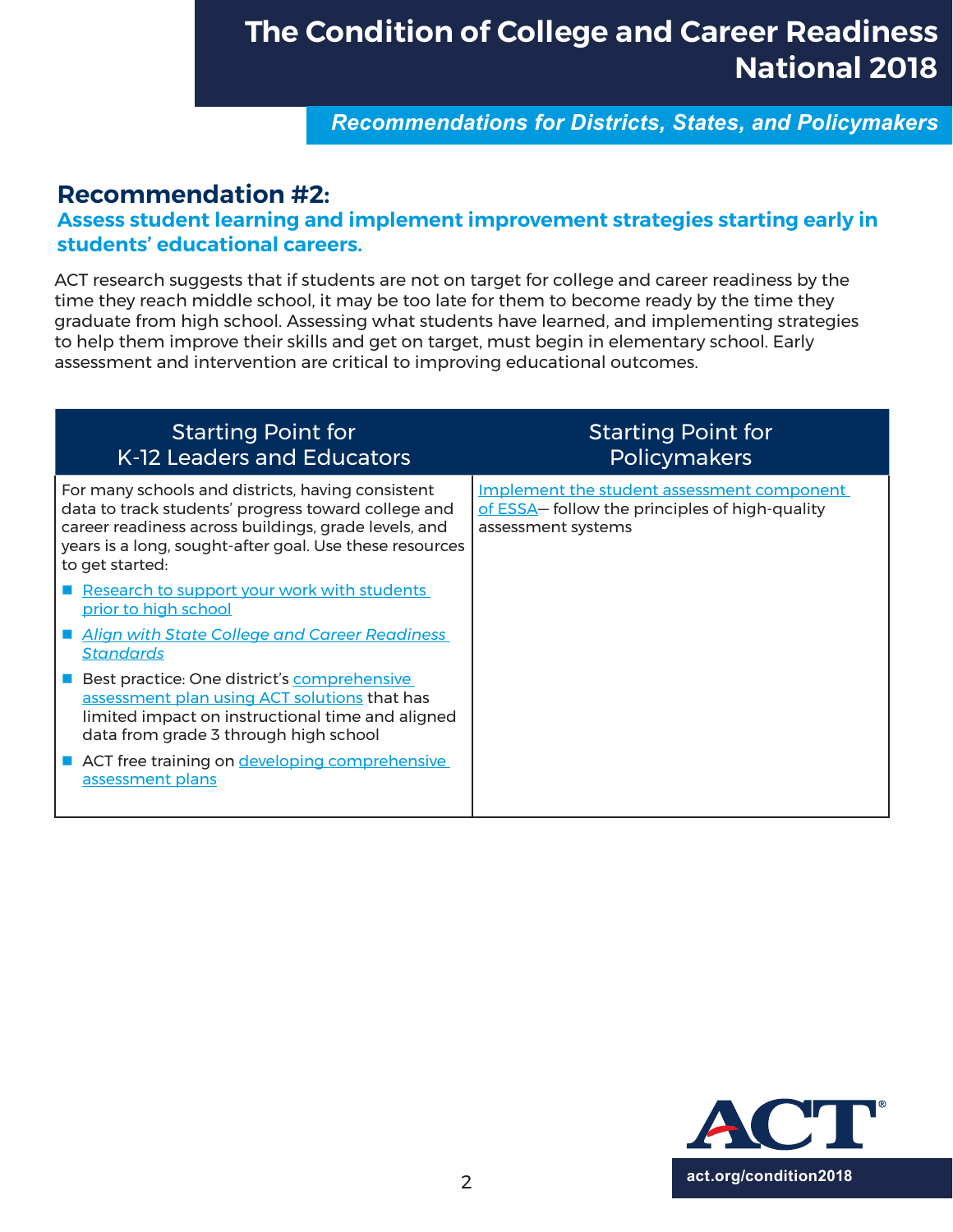## Recommendation #2:

### Assess student learning and implement improvement strategies starting early in students' educational careers.

ACT research suggests that if students are not on target for college and career readiness by the time they reach middle school, it may be too late for them to become ready by the time they graduate from high school. Assessing what students have learned, and implementing strategies to help them improve their skills and get on target, must begin in elementary school. Early assessment and intervention are critical to improving educational outcomes.

| Starting Point for K-12 Leaders and Educators | Starting Point for Policymakers |
|---|---|
| For many schools and districts, having consistent data to track students' progress toward college and career readiness across buildings, grade levels, and years is a long, sought-after goal. Use these resources to get started:<br>- Research to support your work with students prior to high school<br>- *Align with State College and Career Readiness Standards*<br>- Best practice: One district's comprehensive assessment plan using ACT solutions that has limited impact on instructional time and aligned data from grade 3 through high school<br>- ACT free training on developing comprehensive assessment plans | Implement the student assessment component of ESSA— follow the principles of high-quality assessment systems |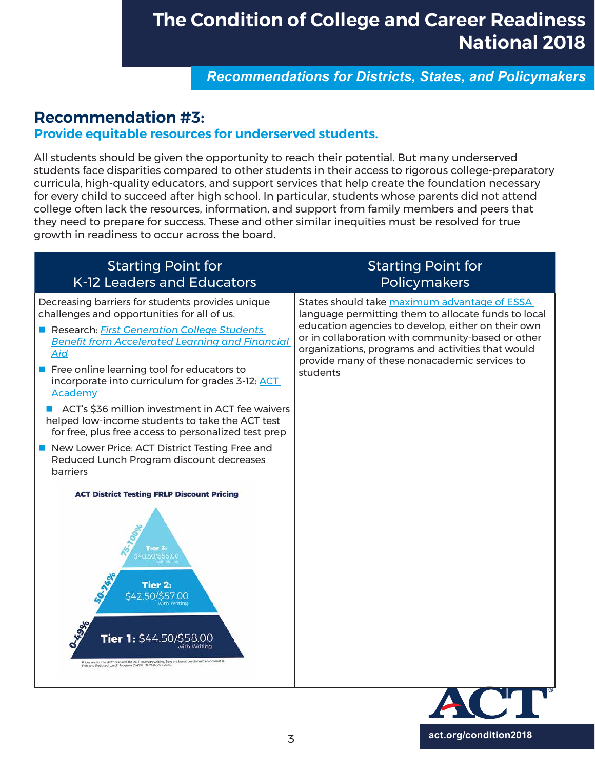# The Condition of College and Career Readiness National 2018

*Recommendations for Districts, States, and Policymakers*

## Recommendation #3:

### Provide equitable resources for underserved students.

All students should be given the opportunity to reach their potential. But many underserved students face disparities compared to other students in their access to rigorous college-preparatory curricula, high-quality educators, and support services that help create the foundation necessary for every child to succeed after high school. In particular, students whose parents did not attend college often lack the resources, information, and support from family members and peers that they need to prepare for success. These and other similar inequities must be resolved for true growth in readiness to occur across the board.

| Starting Point for K-12 Leaders and Educators | Starting Point for Policymakers |
|---|---|
| Decreasing barriers for students provides unique challenges and opportunities for all of us.<br>- Research: *First Generation College Students Benefit from Accelerated Learning and Financial Aid*<br>- Free online learning tool for educators to incorporate into curriculum for grades 3-12: ACT Academy<br>- ACT's $36 million investment in ACT fee waivers helped low-income students to take the ACT test for free, plus free access to personalized test prep<br>- New Lower Price: ACT District Testing Free and Reduced Lunch Program discount decreases barriers<br><br>**ACT District Testing FRLP Discount Pricing**<br>75-100% — **Tier 3:** $40.50/$55.00 with Writing<br>50-74% — **Tier 2:** $42.50/$57.00 with Writing<br>0-49% — **Tier 1:** $44.50/$58.00 with Writing<br><br>Prices are for the ACT® test and the ACT test with writing. Tiers are based on student enrollment in Free and Reduced Lunch Program (0-49%, 50-74%, 75-100%). | States should take maximum advantage of ESSA language permitting them to allocate funds to local education agencies to develop, either on their own or in collaboration with community-based or other organizations, programs and activities that would provide many of these nonacademic services to students |

act.org/condition2018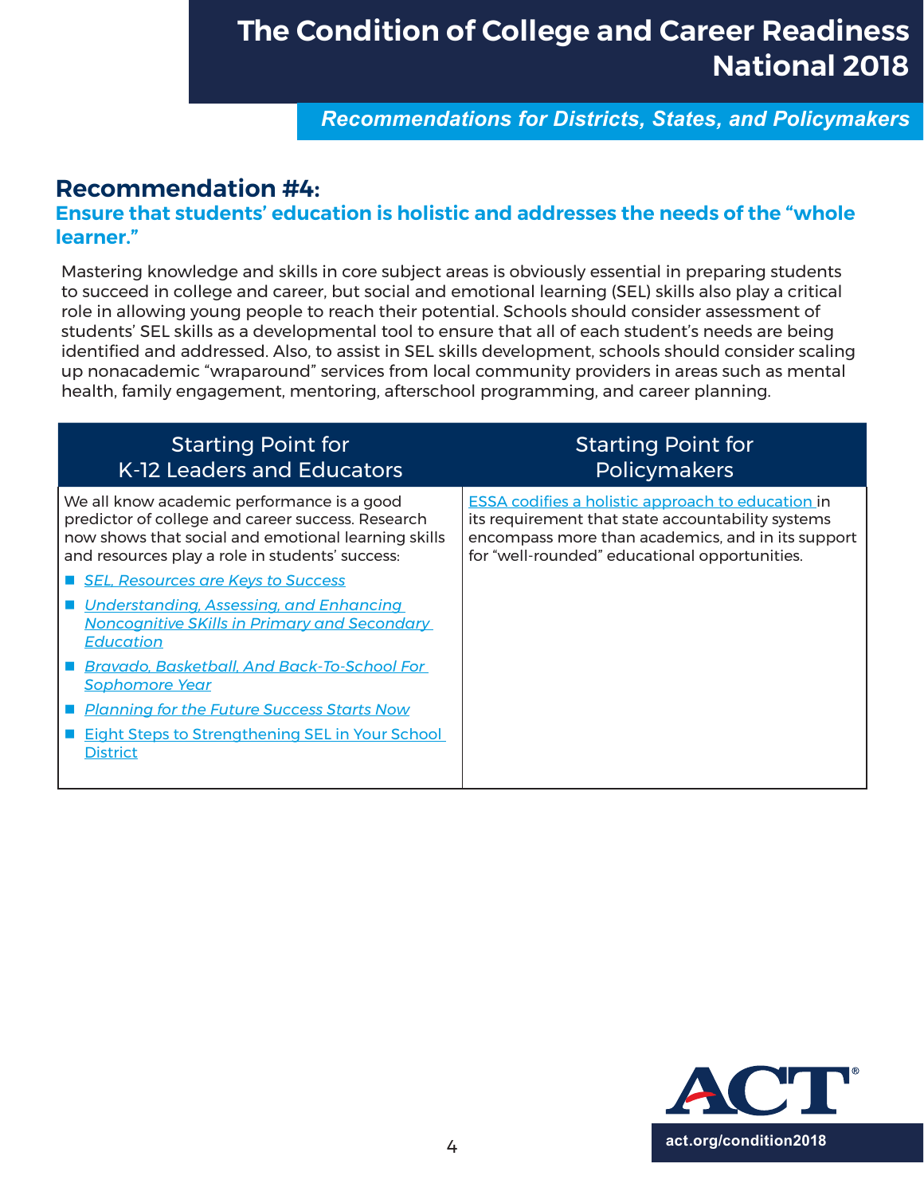## Recommendation #4:

### Ensure that students' education is holistic and addresses the needs of the "whole learner."

Mastering knowledge and skills in core subject areas is obviously essential in preparing students to succeed in college and career, but social and emotional learning (SEL) skills also play a critical role in allowing young people to reach their potential. Schools should consider assessment of students' SEL skills as a developmental tool to ensure that all of each student's needs are being identified and addressed. Also, to assist in SEL skills development, schools should consider scaling up nonacademic "wraparound" services from local community providers in areas such as mental health, family engagement, mentoring, afterschool programming, and career planning.

| Starting Point for K-12 Leaders and Educators | Starting Point for Policymakers |
|---|---|
| We all know academic performance is a good predictor of college and career success. Research now shows that social and emotional learning skills and resources play a role in students' success:<br>- *SEL, Resources are Keys to Success*<br>- *Understanding, Assessing, and Enhancing Noncognitive SKills in Primary and Secondary Education*<br>- *Bravado, Basketball, And Back-To-School For Sophomore Year*<br>- *Planning for the Future Success Starts Now*<br>- Eight Steps to Strengthening SEL in Your School District | ESSA codifies a holistic approach to education in its requirement that state accountability systems encompass more than academics, and in its support for "well-rounded" educational opportunities. |

act.org/condition2018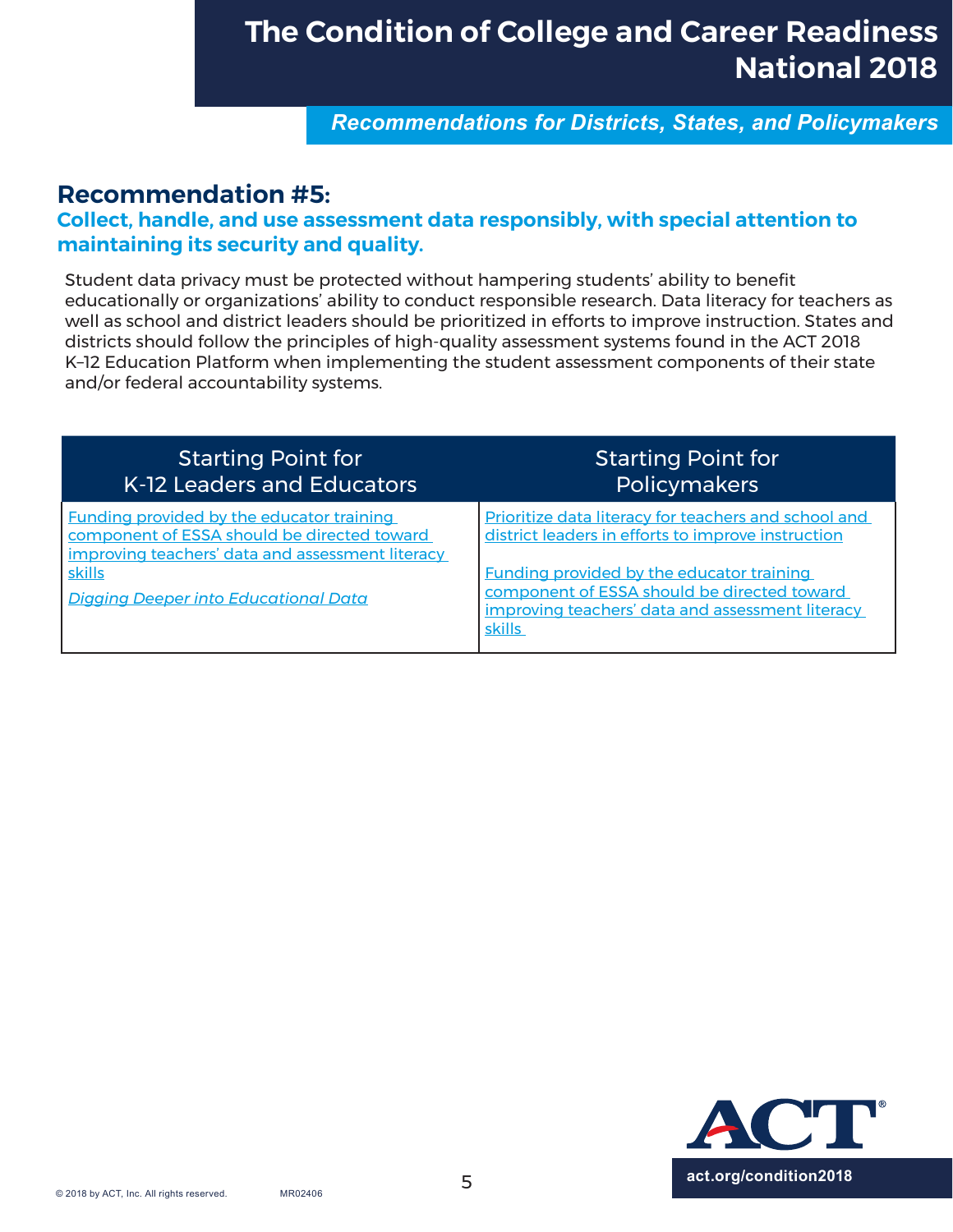## Recommendation #5:

### Collect, handle, and use assessment data responsibly, with special attention to maintaining its security and quality.

Student data privacy must be protected without hampering students' ability to benefit educationally or organizations' ability to conduct responsible research. Data literacy for teachers as well as school and district leaders should be prioritized in efforts to improve instruction. States and districts should follow the principles of high-quality assessment systems found in the ACT 2018 K–12 Education Platform when implementing the student assessment components of their state and/or federal accountability systems.

| Starting Point for K-12 Leaders and Educators | Starting Point for Policymakers |
|---|---|
| Funding provided by the educator training component of ESSA should be directed toward improving teachers' data and assessment literacy skills<br><br>*Digging Deeper into Educational Data* | Prioritize data literacy for teachers and school and district leaders in efforts to improve instruction<br><br>Funding provided by the educator training component of ESSA should be directed toward improving teachers' data and assessment literacy skills |

act.org/condition2018

© 2018 by ACT, Inc. All rights reserved. MR02406